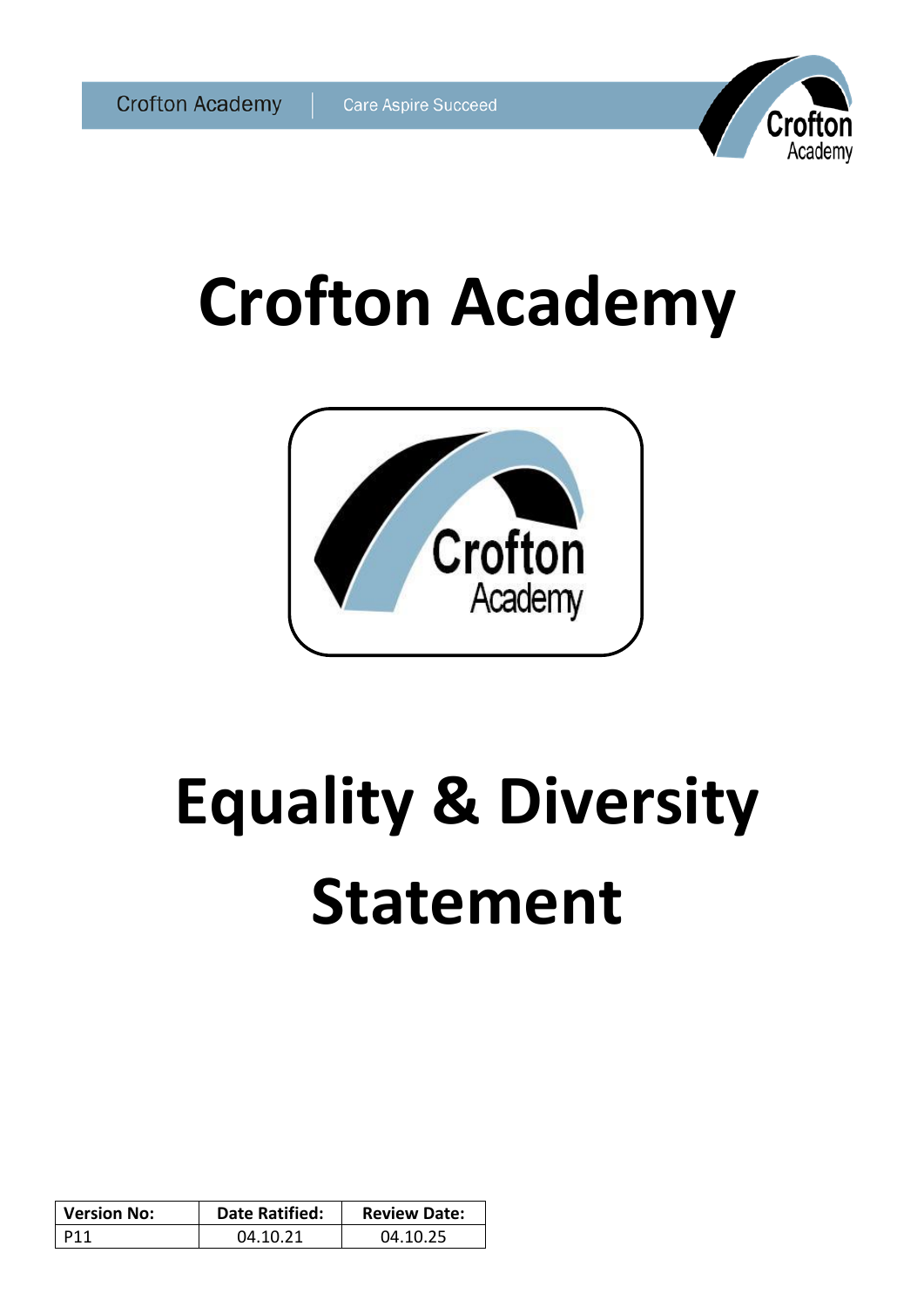# Crofton Academy

# Equality & Diversity Statement

| Version No: | Date Ratified: | Review Date: |
|---|---|---|
| P11 | 04.10.21 | 04.10.25 |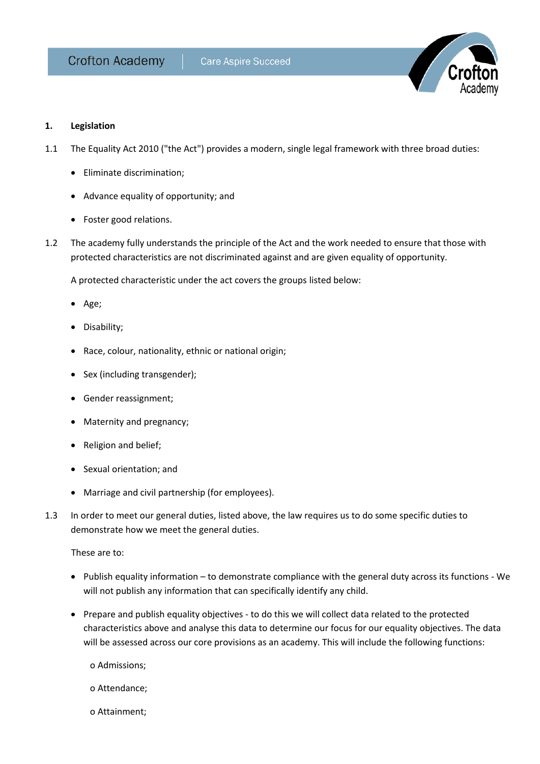## 1. Legislation

1.1 The Equality Act 2010 ("the Act") provides a modern, single legal framework with three broad duties:

- Eliminate discrimination;
- Advance equality of opportunity; and
- Foster good relations.

1.2 The academy fully understands the principle of the Act and the work needed to ensure that those with protected characteristics are not discriminated against and are given equality of opportunity.

A protected characteristic under the act covers the groups listed below:

- Age;
- Disability;
- Race, colour, nationality, ethnic or national origin;
- Sex (including transgender);
- Gender reassignment;
- Maternity and pregnancy;
- Religion and belief;
- Sexual orientation; and
- Marriage and civil partnership (for employees).

1.3 In order to meet our general duties, listed above, the law requires us to do some specific duties to demonstrate how we meet the general duties.

These are to:

- Publish equality information – to demonstrate compliance with the general duty across its functions - We will not publish any information that can specifically identify any child.
- Prepare and publish equality objectives - to do this we will collect data related to the protected characteristics above and analyse this data to determine our focus for our equality objectives. The data will be assessed across our core provisions as an academy. This will include the following functions:
  - Admissions;
  - Attendance;
  - Attainment;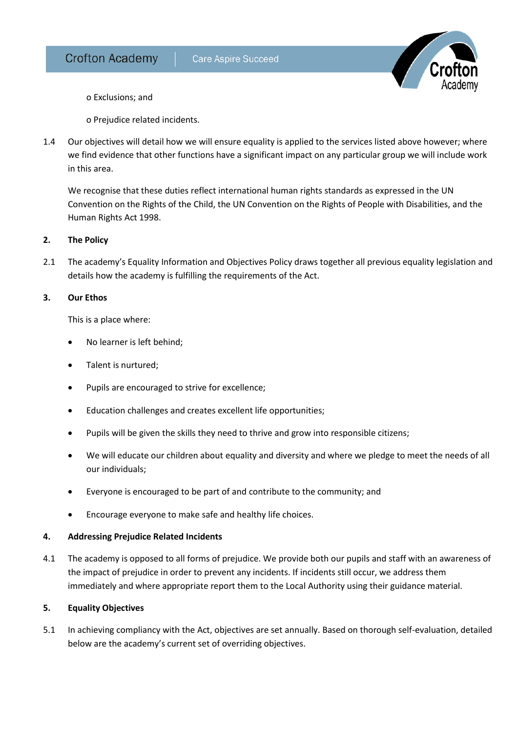o Exclusions; and

o Prejudice related incidents.

1.4 Our objectives will detail how we will ensure equality is applied to the services listed above however; where we find evidence that other functions have a significant impact on any particular group we will include work in this area.

We recognise that these duties reflect international human rights standards as expressed in the UN Convention on the Rights of the Child, the UN Convention on the Rights of People with Disabilities, and the Human Rights Act 1998.

**2. The Policy**

2.1 The academy's Equality Information and Objectives Policy draws together all previous equality legislation and details how the academy is fulfilling the requirements of the Act.

**3. Our Ethos**

This is a place where:

- No learner is left behind;
- Talent is nurtured;
- Pupils are encouraged to strive for excellence;
- Education challenges and creates excellent life opportunities;
- Pupils will be given the skills they need to thrive and grow into responsible citizens;
- We will educate our children about equality and diversity and where we pledge to meet the needs of all our individuals;
- Everyone is encouraged to be part of and contribute to the community; and
- Encourage everyone to make safe and healthy life choices.

**4. Addressing Prejudice Related Incidents**

4.1 The academy is opposed to all forms of prejudice. We provide both our pupils and staff with an awareness of the impact of prejudice in order to prevent any incidents. If incidents still occur, we address them immediately and where appropriate report them to the Local Authority using their guidance material.

**5. Equality Objectives**

5.1 In achieving compliancy with the Act, objectives are set annually. Based on thorough self-evaluation, detailed below are the academy's current set of overriding objectives.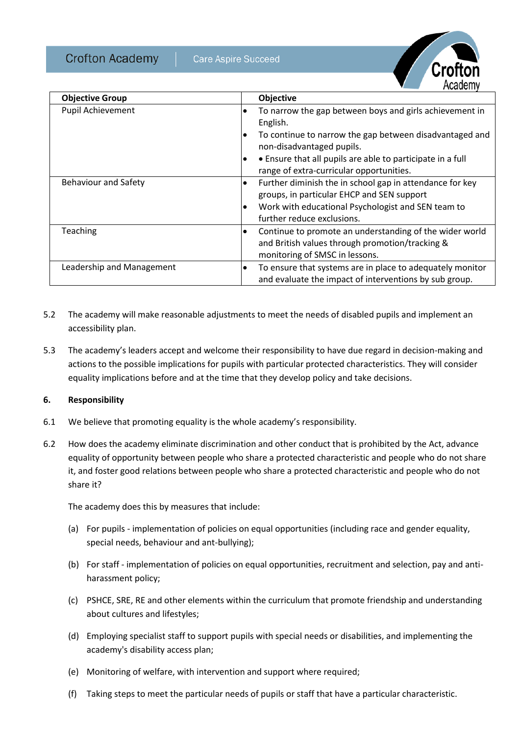| Objective Group | Objective |
|---|---|
| Pupil Achievement | • To narrow the gap between boys and girls achievement in English.<br>• To continue to narrow the gap between disadvantaged and non-disadvantaged pupils.<br>• • Ensure that all pupils are able to participate in a full range of extra-curricular opportunities. |
| Behaviour and Safety | • Further diminish the in school gap in attendance for key groups, in particular EHCP and SEN support<br>• Work with educational Psychologist and SEN team to further reduce exclusions. |
| Teaching | • Continue to promote an understanding of the wider world and British values through promotion/tracking & monitoring of SMSC in lessons. |
| Leadership and Management | • To ensure that systems are in place to adequately monitor and evaluate the impact of interventions by sub group. |

5.2 The academy will make reasonable adjustments to meet the needs of disabled pupils and implement an accessibility plan.

5.3 The academy's leaders accept and welcome their responsibility to have due regard in decision-making and actions to the possible implications for pupils with particular protected characteristics. They will consider equality implications before and at the time that they develop policy and take decisions.

## 6. Responsibility

6.1 We believe that promoting equality is the whole academy's responsibility.

6.2 How does the academy eliminate discrimination and other conduct that is prohibited by the Act, advance equality of opportunity between people who share a protected characteristic and people who do not share it, and foster good relations between people who share a protected characteristic and people who do not share it?

The academy does this by measures that include:

(a) For pupils - implementation of policies on equal opportunities (including race and gender equality, special needs, behaviour and ant-bullying);

(b) For staff - implementation of policies on equal opportunities, recruitment and selection, pay and anti-harassment policy;

(c) PSHCE, SRE, RE and other elements within the curriculum that promote friendship and understanding about cultures and lifestyles;

(d) Employing specialist staff to support pupils with special needs or disabilities, and implementing the academy's disability access plan;

(e) Monitoring of welfare, with intervention and support where required;

(f) Taking steps to meet the particular needs of pupils or staff that have a particular characteristic.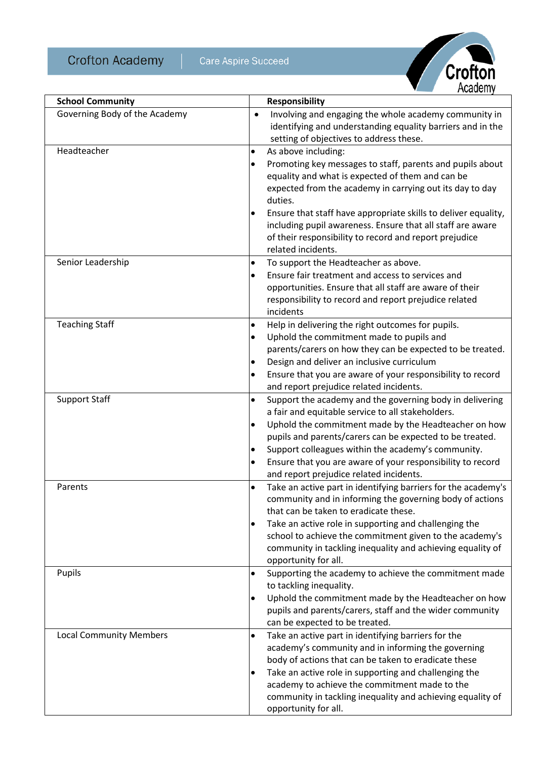| School Community | Responsibility |
|---|---|
| Governing Body of the Academy | • Involving and engaging the whole academy community in identifying and understanding equality barriers and in the setting of objectives to address these. |
| Headteacher | • As above including:<br>• Promoting key messages to staff, parents and pupils about equality and what is expected of them and can be expected from the academy in carrying out its day to day duties.<br>• Ensure that staff have appropriate skills to deliver equality, including pupil awareness. Ensure that all staff are aware of their responsibility to record and report prejudice related incidents. |
| Senior Leadership | • To support the Headteacher as above.<br>• Ensure fair treatment and access to services and opportunities. Ensure that all staff are aware of their responsibility to record and report prejudice related incidents |
| Teaching Staff | • Help in delivering the right outcomes for pupils.<br>• Uphold the commitment made to pupils and parents/carers on how they can be expected to be treated.<br>• Design and deliver an inclusive curriculum<br>• Ensure that you are aware of your responsibility to record and report prejudice related incidents. |
| Support Staff | • Support the academy and the governing body in delivering a fair and equitable service to all stakeholders.<br>• Uphold the commitment made by the Headteacher on how pupils and parents/carers can be expected to be treated.<br>• Support colleagues within the academy's community.<br>• Ensure that you are aware of your responsibility to record and report prejudice related incidents. |
| Parents | • Take an active part in identifying barriers for the academy's community and in informing the governing body of actions that can be taken to eradicate these.<br>• Take an active role in supporting and challenging the school to achieve the commitment given to the academy's community in tackling inequality and achieving equality of opportunity for all. |
| Pupils | • Supporting the academy to achieve the commitment made to tackling inequality.<br>• Uphold the commitment made by the Headteacher on how pupils and parents/carers, staff and the wider community can be expected to be treated. |
| Local Community Members | • Take an active part in identifying barriers for the academy's community and in informing the governing body of actions that can be taken to eradicate these<br>• Take an active role in supporting and challenging the academy to achieve the commitment made to the community in tackling inequality and achieving equality of opportunity for all. |